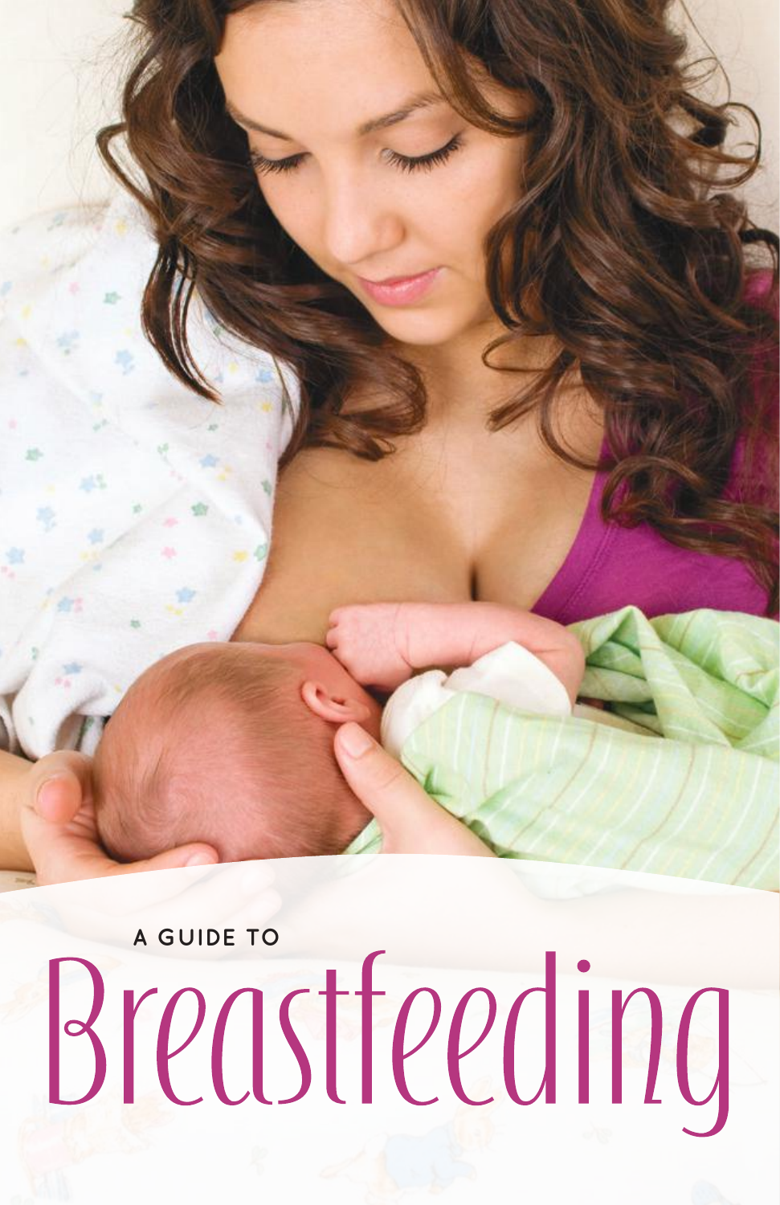A GUIDE TO

# Breastfeeding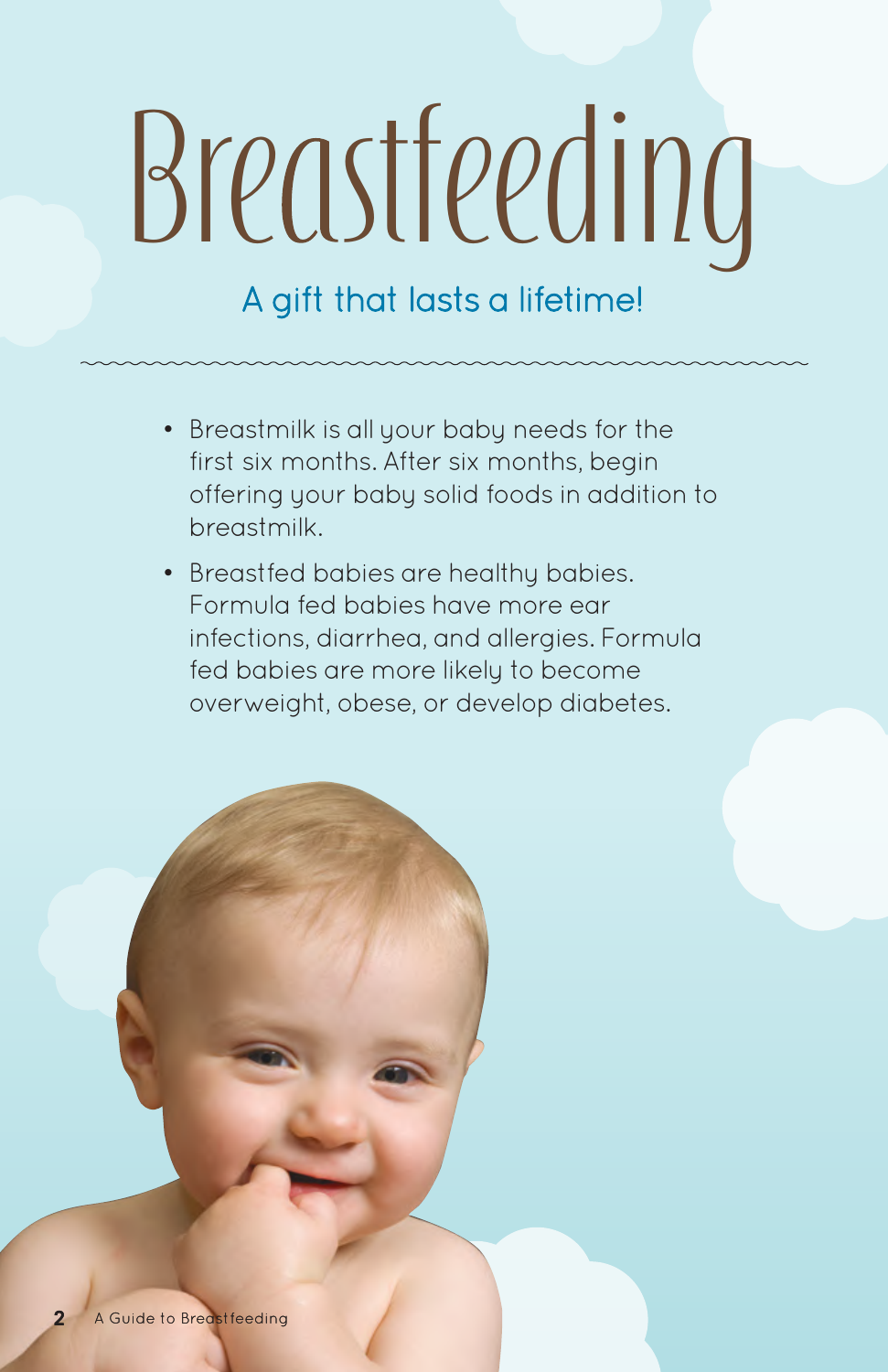# Breastfeeding

## A gift that lasts a lifetime!

- Breastmilk is all your baby needs for the first six months. After six months, begin offering your baby solid foods in addition to breastmilk.
- Breastfed babies are healthy babies. Formula fed babies have more ear infections, diarrhea, and allergies. Formula fed babies are more likely to become overweight, obese, or develop diabetes.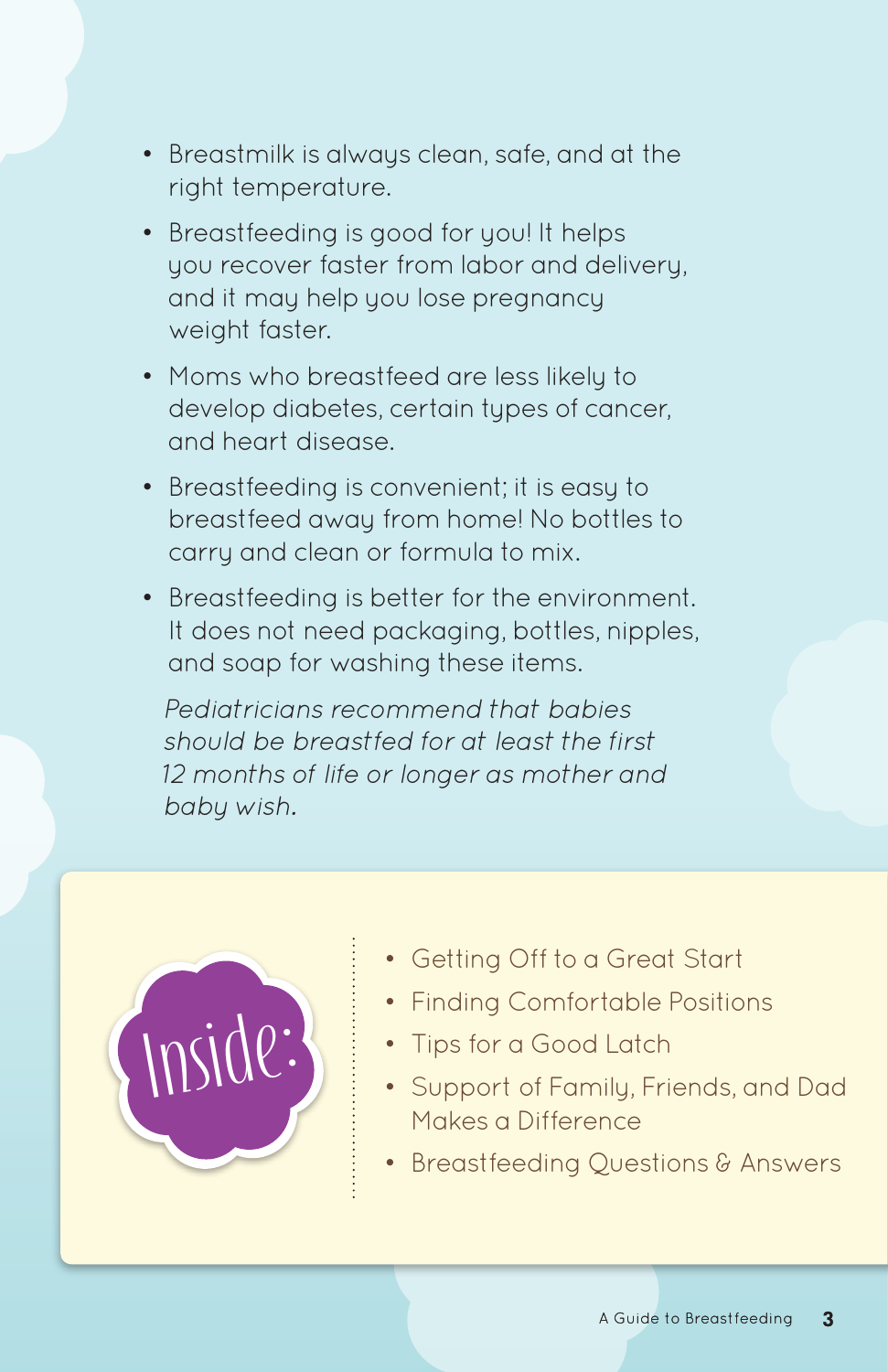- Breastmilk is always clean, safe, and at the right temperature.
- Breastfeeding is good for you! It helps you recover faster from labor and delivery, and it may help you lose pregnancy weight faster.
- Moms who breastfeed are less likely to develop diabetes, certain types of cancer, and heart disease.
- Breastfeeding is convenient; it is easy to breastfeed away from home! No bottles to carry and clean or formula to mix.
- Breastfeeding is better for the environment. It does not need packaging, bottles, nipples, and soap for washing these items.

*Pediatricians recommend that babies should be breastfed for at least the first 12 months of life or longer as mother and baby wish.*

## Inside:

- Getting Off to a Great Start
- Finding Comfortable Positions
- Tips for a Good Latch
- Support of Family, Friends, and Dad Makes a Difference
- Breastfeeding Questions & Answers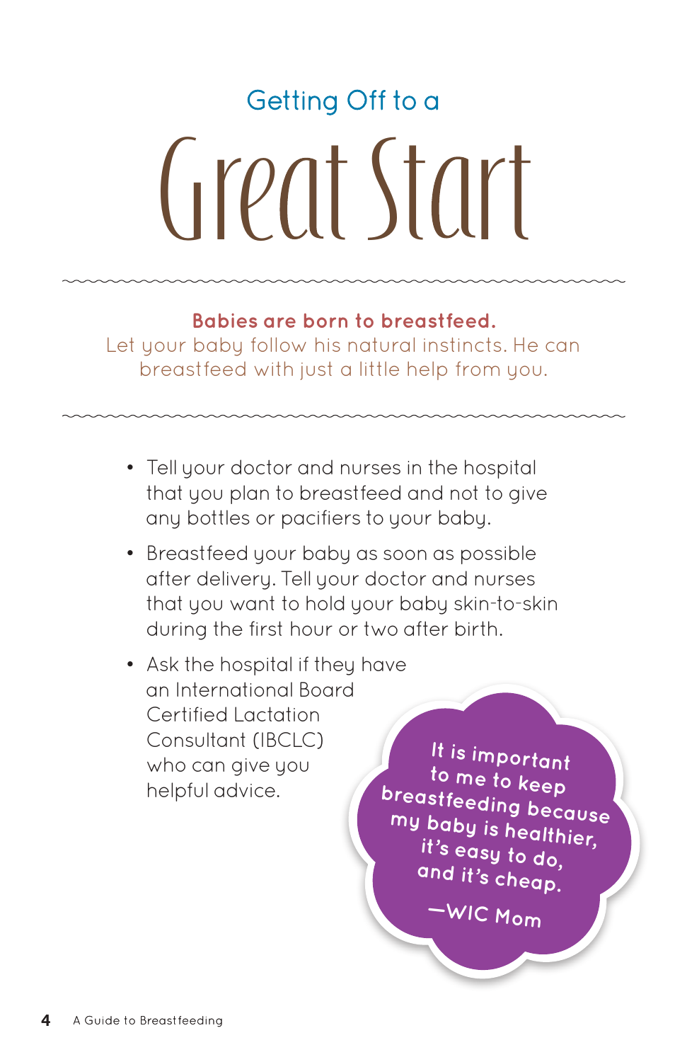# Getting Off to a Great Start

**Babies are born to breastfeed.**
Let your baby follow his natural instincts. He can breastfeed with just a little help from you.

- Tell your doctor and nurses in the hospital that you plan to breastfeed and not to give any bottles or pacifiers to your baby.
- Breastfeed your baby as soon as possible after delivery. Tell your doctor and nurses that you want to hold your baby skin-to-skin during the first hour or two after birth.
- Ask the hospital if they have an International Board Certified Lactation Consultant (IBCLC) who can give you helpful advice.

> It is important to me to keep breastfeeding because my baby is healthier, it's easy to do, and it's cheap.
>
> —WIC Mom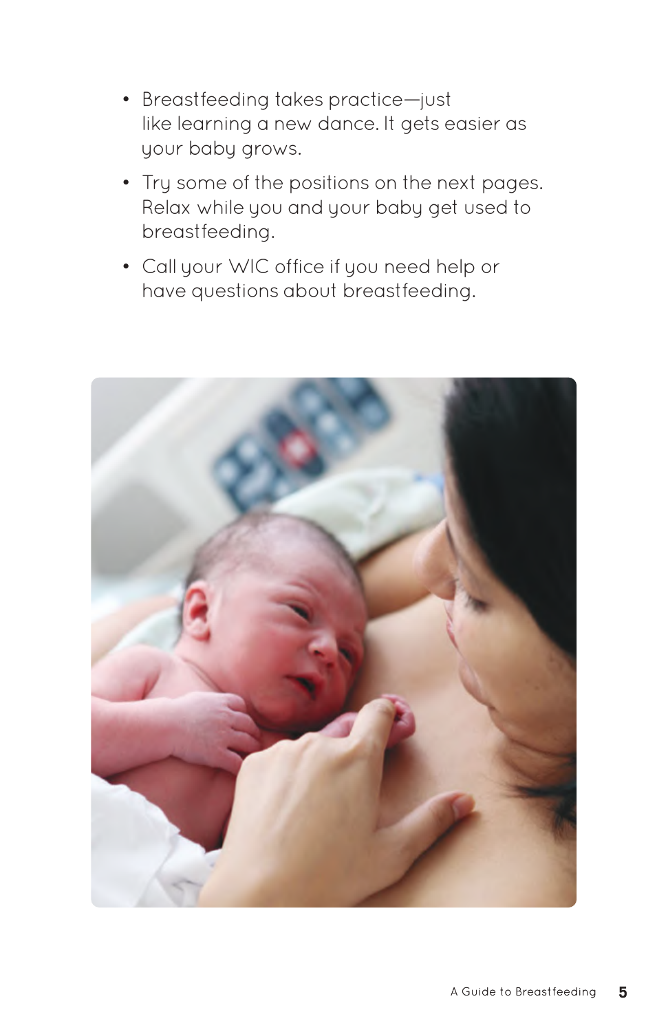- Breastfeeding takes practice—just like learning a new dance. It gets easier as your baby grows.
- Try some of the positions on the next pages. Relax while you and your baby get used to breastfeeding.
- Call your WIC office if you need help or have questions about breastfeeding.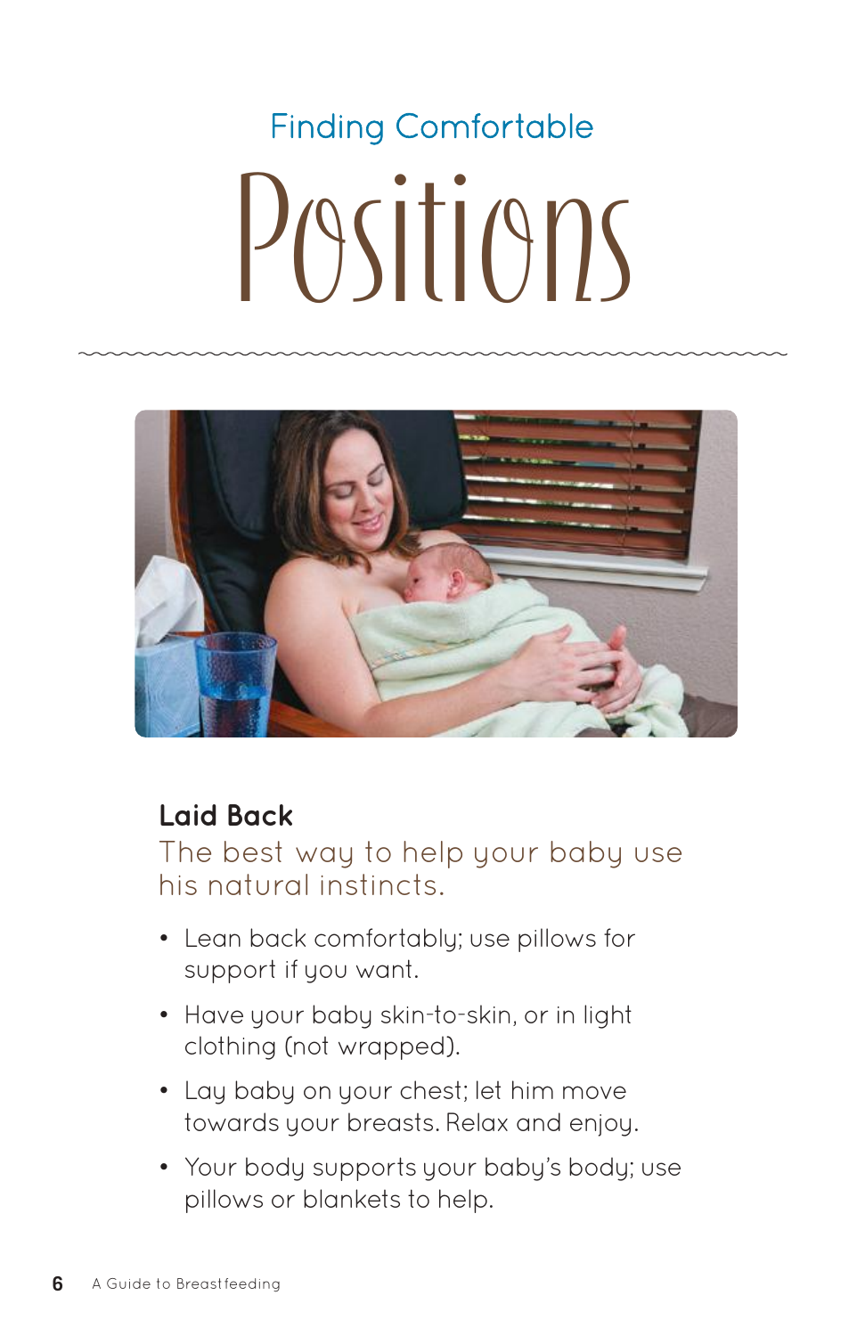# Finding Comfortable Positions

## Laid Back

The best way to help your baby use his natural instincts.

- Lean back comfortably; use pillows for support if you want.
- Have your baby skin-to-skin, or in light clothing (not wrapped).
- Lay baby on your chest; let him move towards your breasts. Relax and enjoy.
- Your body supports your baby's body; use pillows or blankets to help.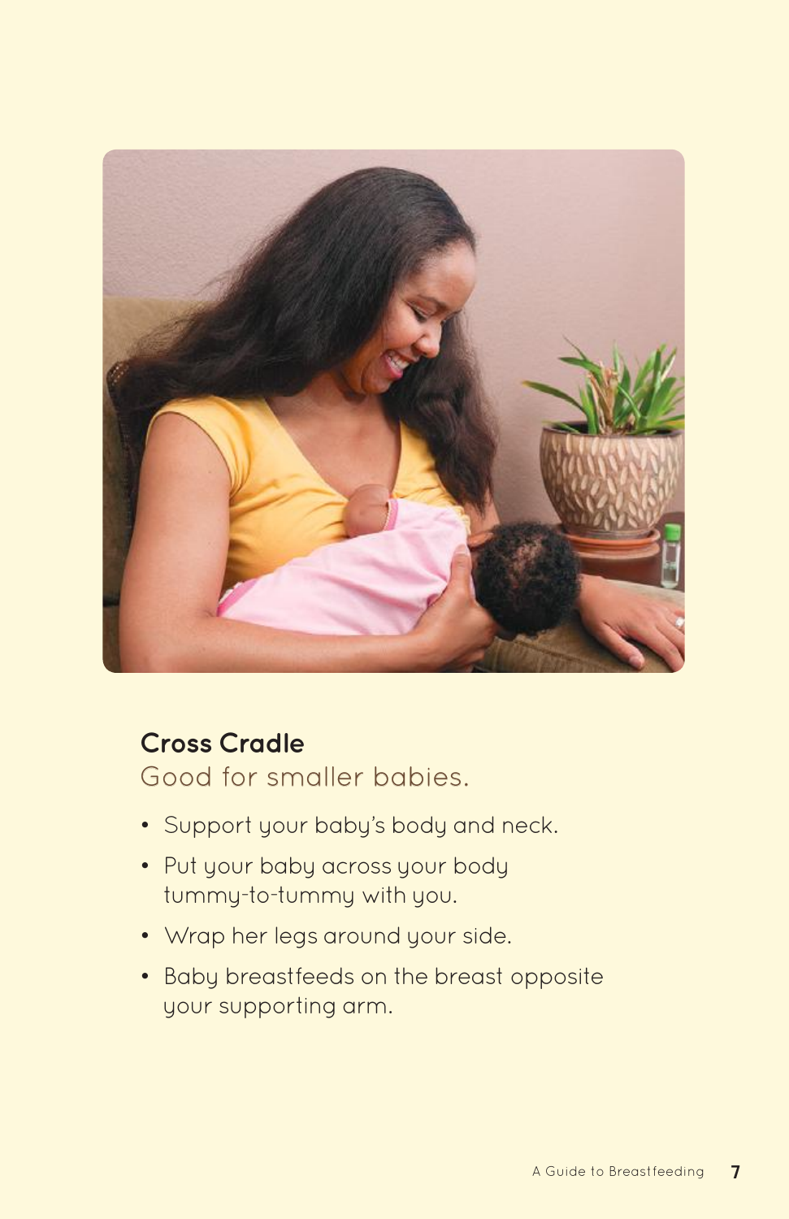## Cross Cradle

Good for smaller babies.

- Support your baby's body and neck.
- Put your baby across your body tummy-to-tummy with you.
- Wrap her legs around your side.
- Baby breastfeeds on the breast opposite your supporting arm.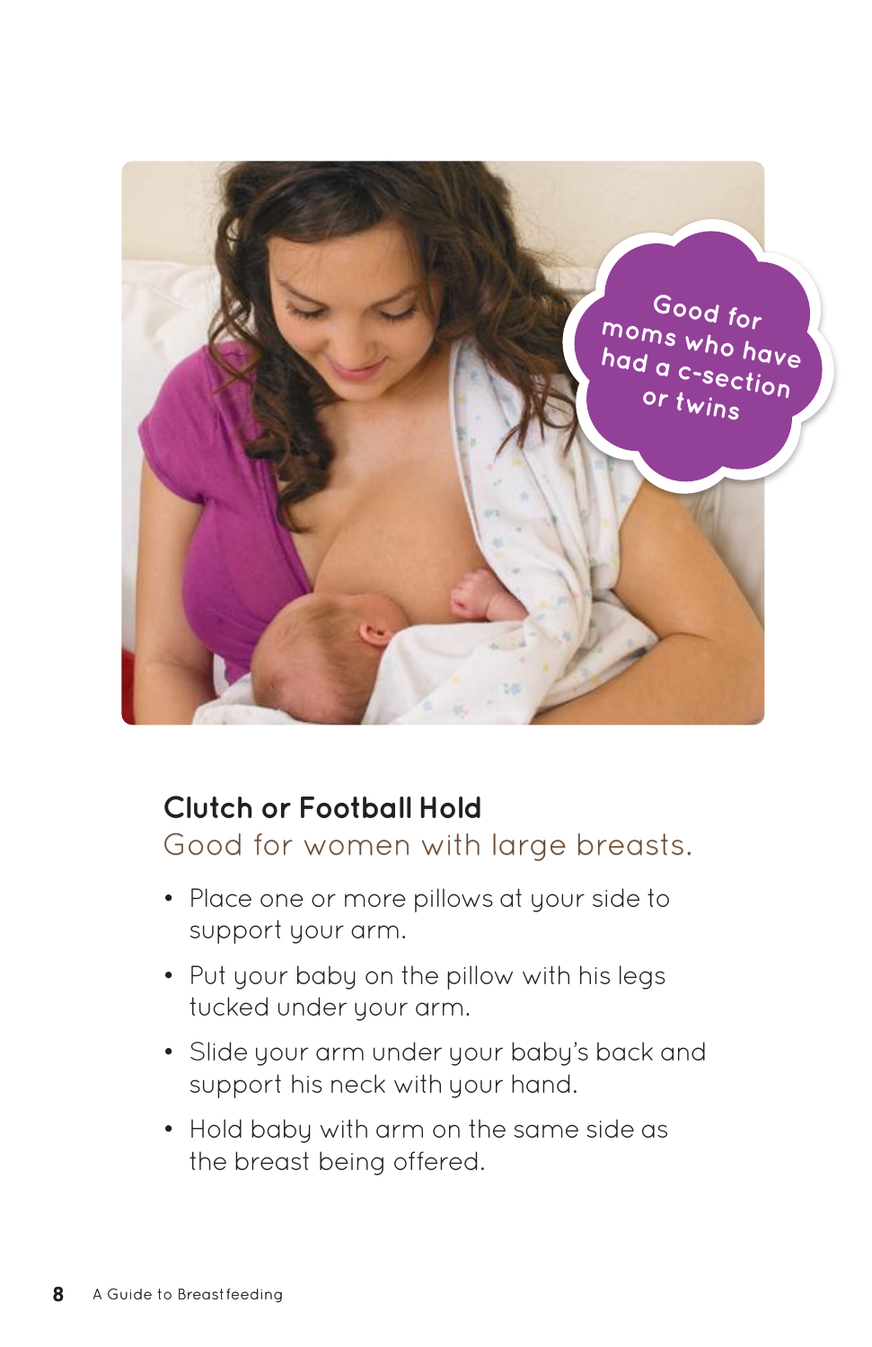Good for moms who have had a c-section or twins

## Clutch or Football Hold

Good for women with large breasts.

- Place one or more pillows at your side to support your arm.
- Put your baby on the pillow with his legs tucked under your arm.
- Slide your arm under your baby's back and support his neck with your hand.
- Hold baby with arm on the same side as the breast being offered.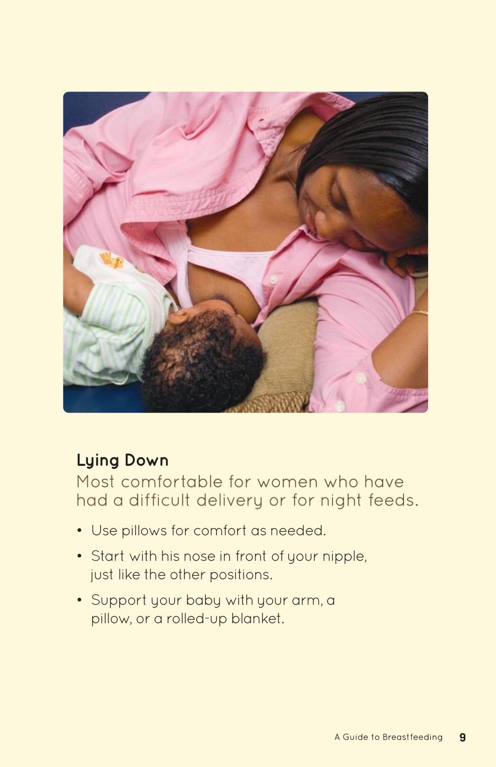## Lying Down

Most comfortable for women who have had a difficult delivery or for night feeds.

- Use pillows for comfort as needed.
- Start with his nose in front of your nipple, just like the other positions.
- Support your baby with your arm, a pillow, or a rolled-up blanket.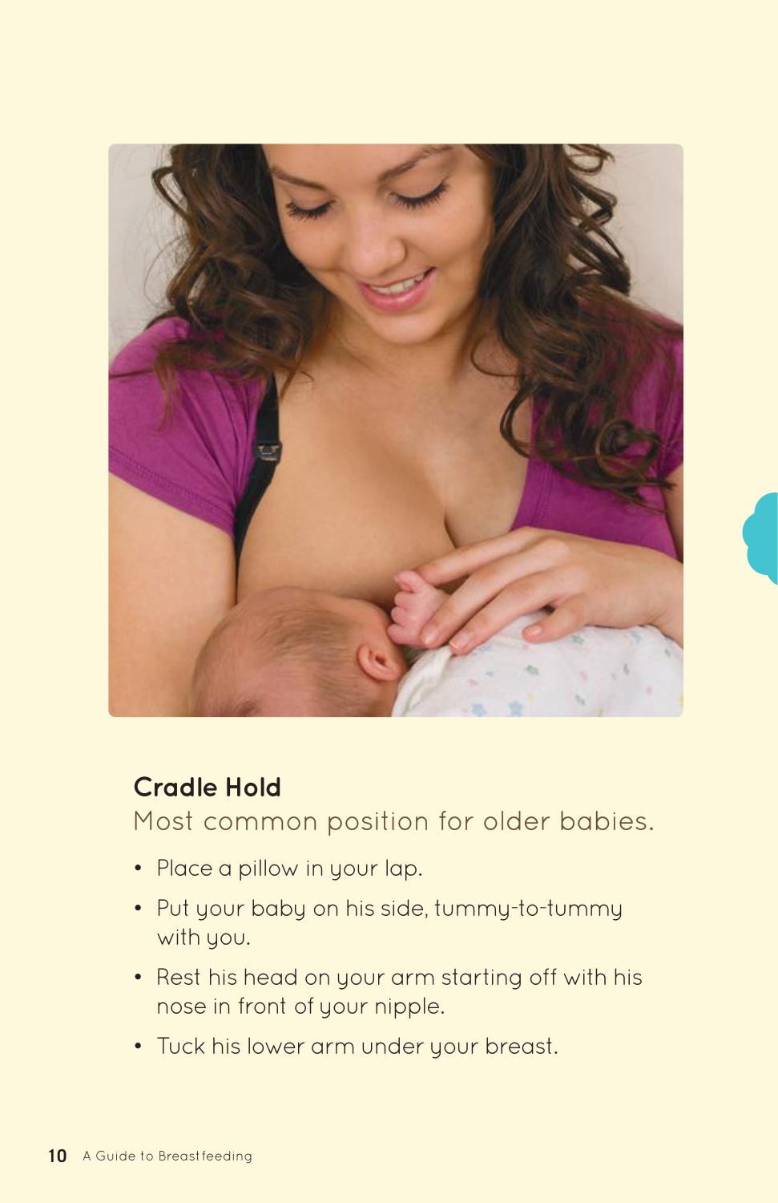## Cradle Hold

Most common position for older babies.

- Place a pillow in your lap.
- Put your baby on his side, tummy-to-tummy with you.
- Rest his head on your arm starting off with his nose in front of your nipple.
- Tuck his lower arm under your breast.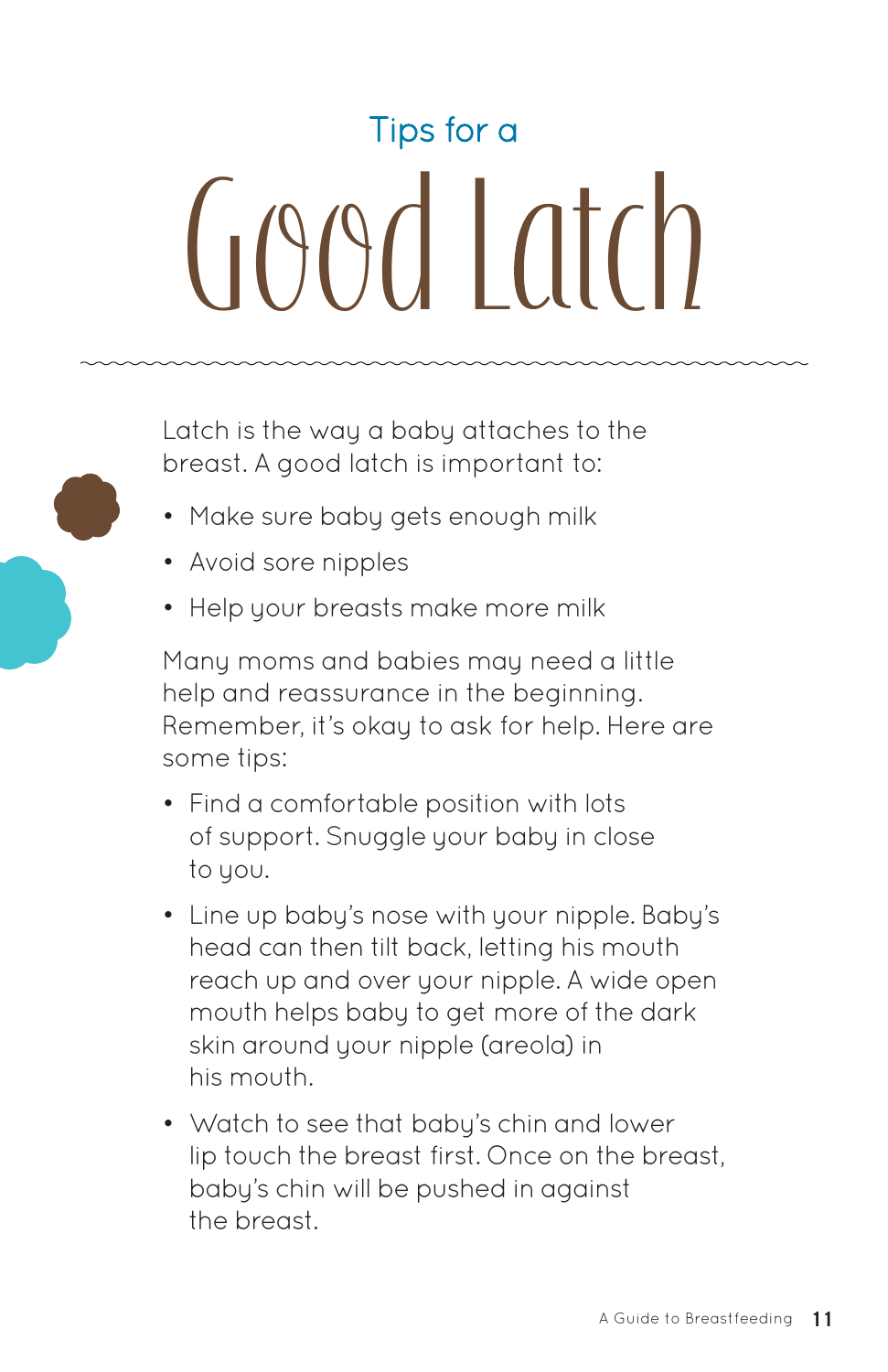# Tips for a Good Latch

Latch is the way a baby attaches to the breast. A good latch is important to:

- Make sure baby gets enough milk
- Avoid sore nipples
- Help your breasts make more milk

Many moms and babies may need a little help and reassurance in the beginning. Remember, it's okay to ask for help. Here are some tips:

- Find a comfortable position with lots of support. Snuggle your baby in close to you.
- Line up baby's nose with your nipple. Baby's head can then tilt back, letting his mouth reach up and over your nipple. A wide open mouth helps baby to get more of the dark skin around your nipple (areola) in his mouth.
- Watch to see that baby's chin and lower lip touch the breast first. Once on the breast, baby's chin will be pushed in against the breast.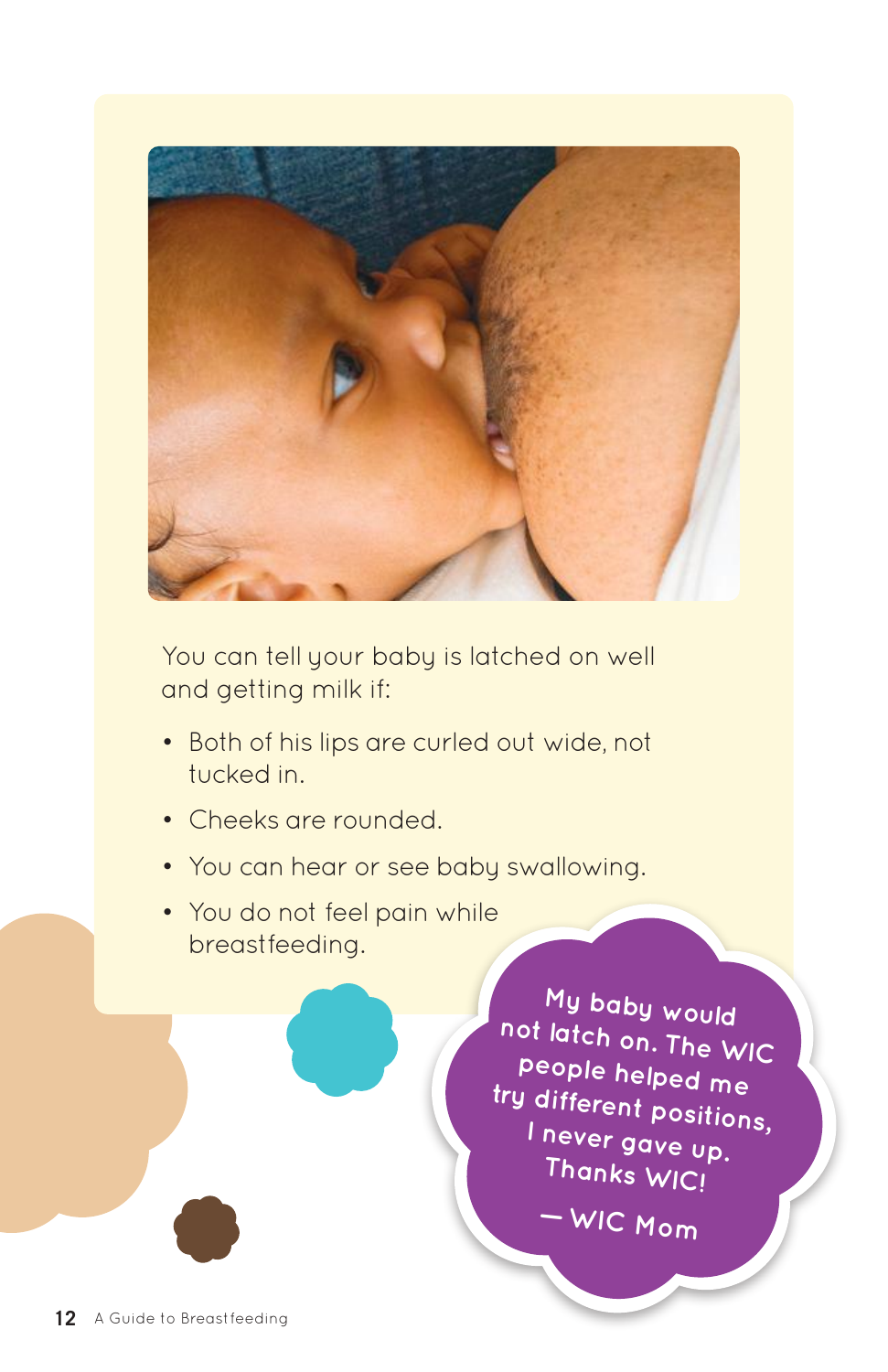You can tell your baby is latched on well and getting milk if:

- Both of his lips are curled out wide, not tucked in.
- Cheeks are rounded.
- You can hear or see baby swallowing.
- You do not feel pain while breastfeeding.

My baby would not latch on. The WIC people helped me try different positions, I never gave up. Thanks WIC!

— WIC Mom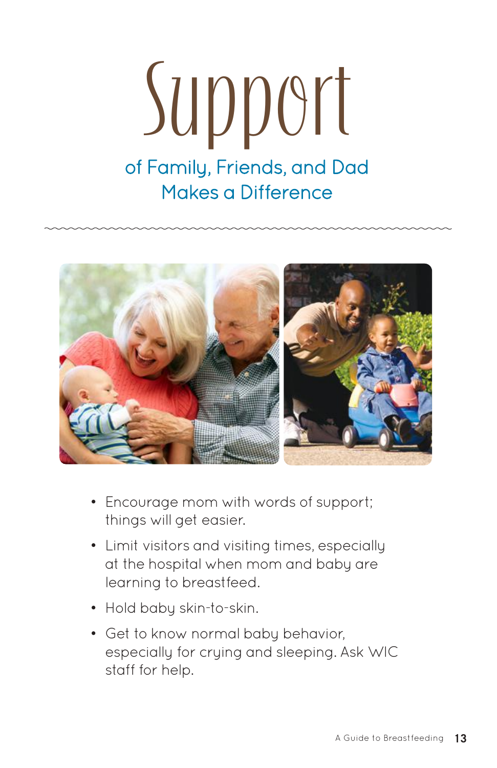# Support

## of Family, Friends, and Dad Makes a Difference

- Encourage mom with words of support; things will get easier.
- Limit visitors and visiting times, especially at the hospital when mom and baby are learning to breastfeed.
- Hold baby skin-to-skin.
- Get to know normal baby behavior, especially for crying and sleeping. Ask WIC staff for help.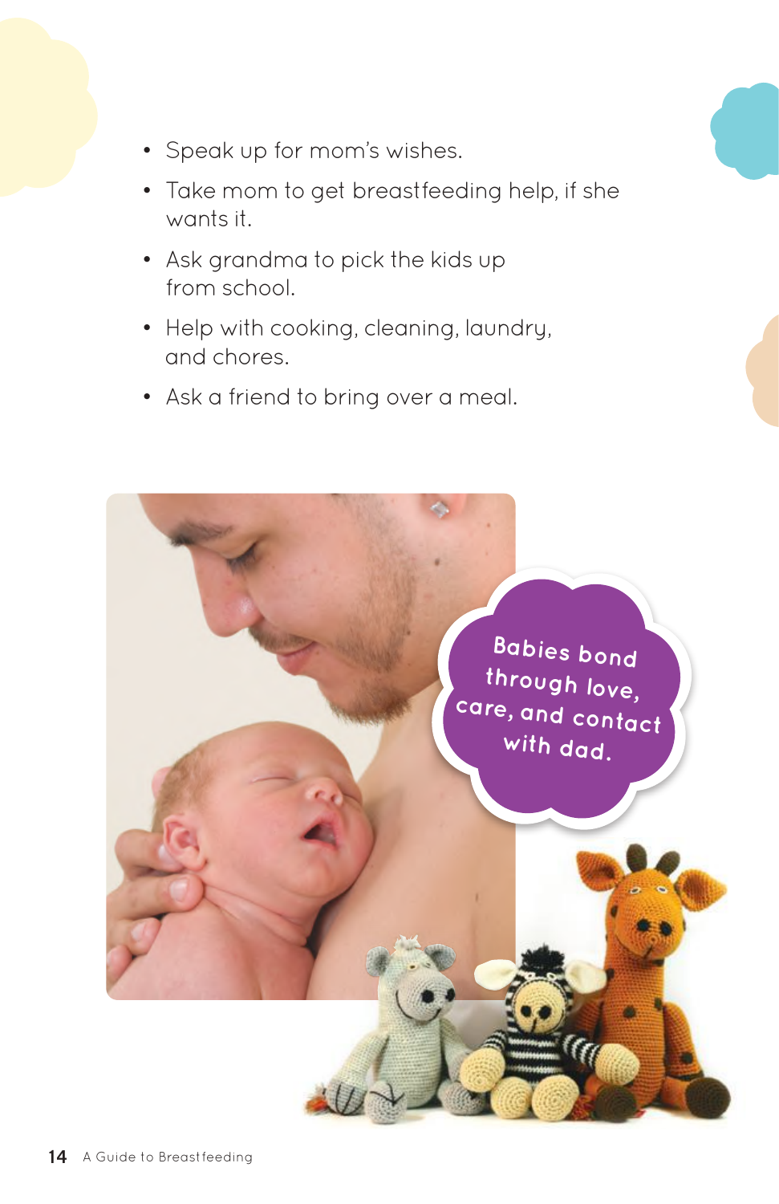- Speak up for mom's wishes.
- Take mom to get breastfeeding help, if she wants it.
- Ask grandma to pick the kids up from school.
- Help with cooking, cleaning, laundry, and chores.
- Ask a friend to bring over a meal.

Babies bond through love, care, and contact with dad.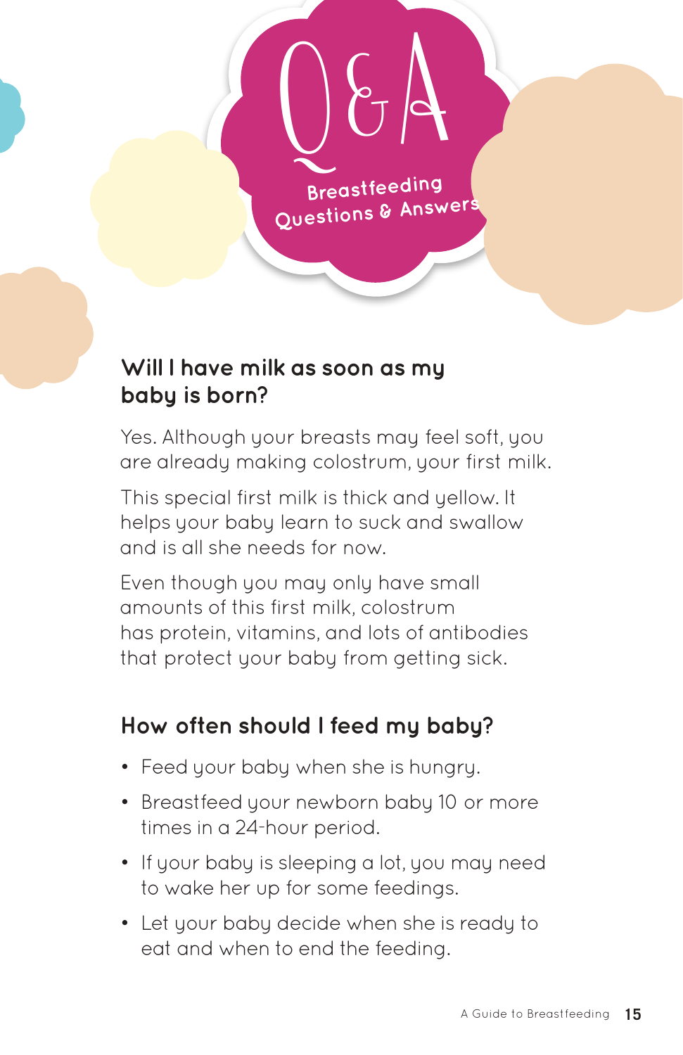# Q&A

## Breastfeeding Questions & Answers

### Will I have milk as soon as my baby is born?

Yes. Although your breasts may feel soft, you are already making colostrum, your first milk.

This special first milk is thick and yellow. It helps your baby learn to suck and swallow and is all she needs for now.

Even though you may only have small amounts of this first milk, colostrum has protein, vitamins, and lots of antibodies that protect your baby from getting sick.

### How often should I feed my baby?

- Feed your baby when she is hungry.
- Breastfeed your newborn baby 10 or more times in a 24-hour period.
- If your baby is sleeping a lot, you may need to wake her up for some feedings.
- Let your baby decide when she is ready to eat and when to end the feeding.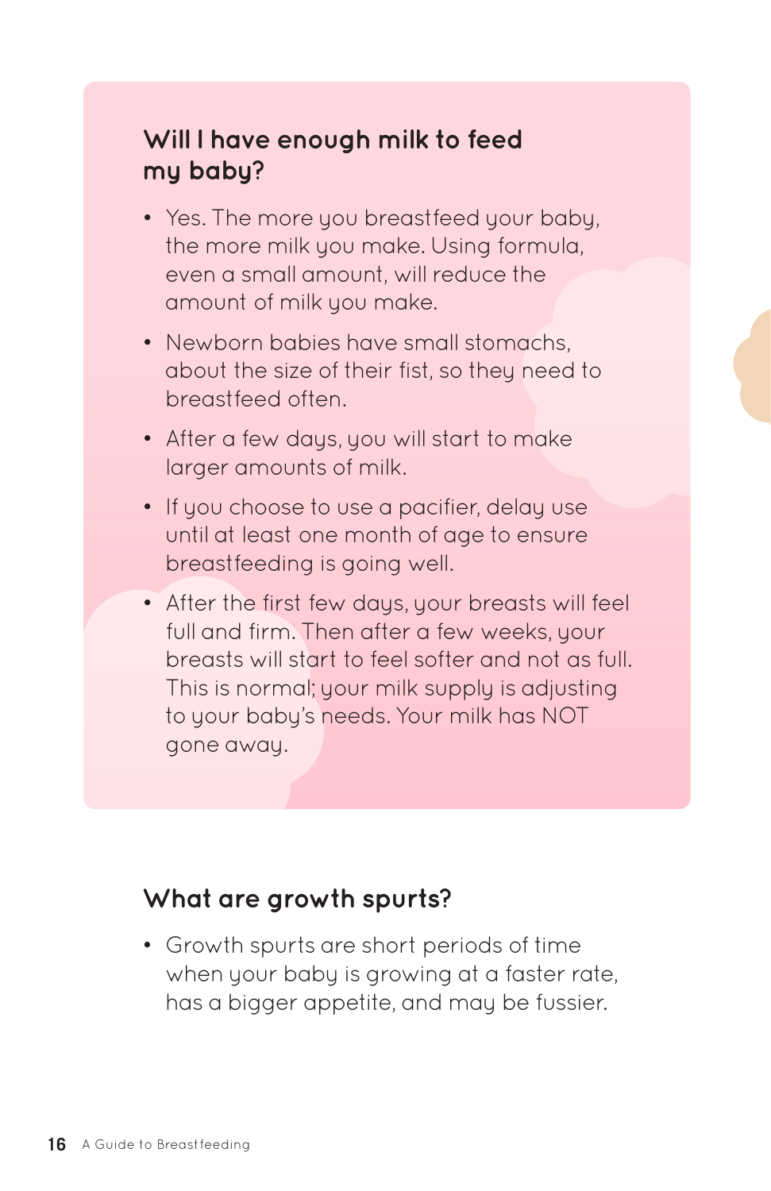## Will I have enough milk to feed my baby?

- Yes. The more you breastfeed your baby, the more milk you make. Using formula, even a small amount, will reduce the amount of milk you make.
- Newborn babies have small stomachs, about the size of their fist, so they need to breastfeed often.
- After a few days, you will start to make larger amounts of milk.
- If you choose to use a pacifier, delay use until at least one month of age to ensure breastfeeding is going well.
- After the first few days, your breasts will feel full and firm. Then after a few weeks, your breasts will start to feel softer and not as full. This is normal; your milk supply is adjusting to your baby's needs. Your milk has NOT gone away.

## What are growth spurts?

- Growth spurts are short periods of time when your baby is growing at a faster rate, has a bigger appetite, and may be fussier.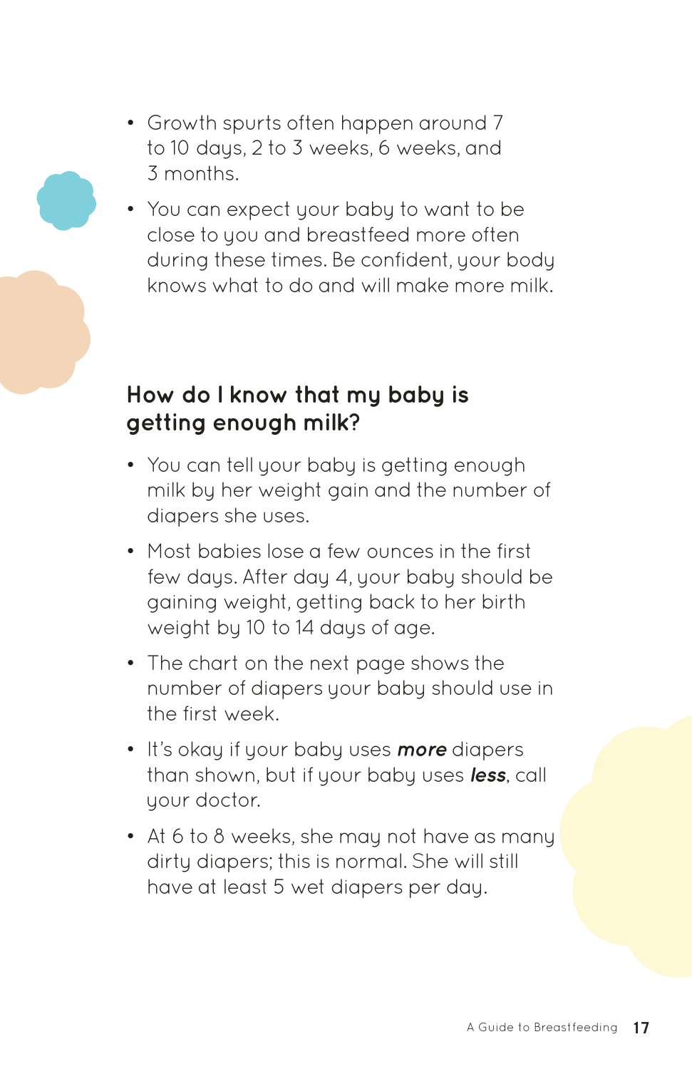- Growth spurts often happen around 7 to 10 days, 2 to 3 weeks, 6 weeks, and 3 months.
- You can expect your baby to want to be close to you and breastfeed more often during these times. Be confident, your body knows what to do and will make more milk.

## How do I know that my baby is getting enough milk?

- You can tell your baby is getting enough milk by her weight gain and the number of diapers she uses.
- Most babies lose a few ounces in the first few days. After day 4, your baby should be gaining weight, getting back to her birth weight by 10 to 14 days of age.
- The chart on the next page shows the number of diapers your baby should use in the first week.
- It's okay if your baby uses ***more*** diapers than shown, but if your baby uses ***less***, call your doctor.
- At 6 to 8 weeks, she may not have as many dirty diapers; this is normal. She will still have at least 5 wet diapers per day.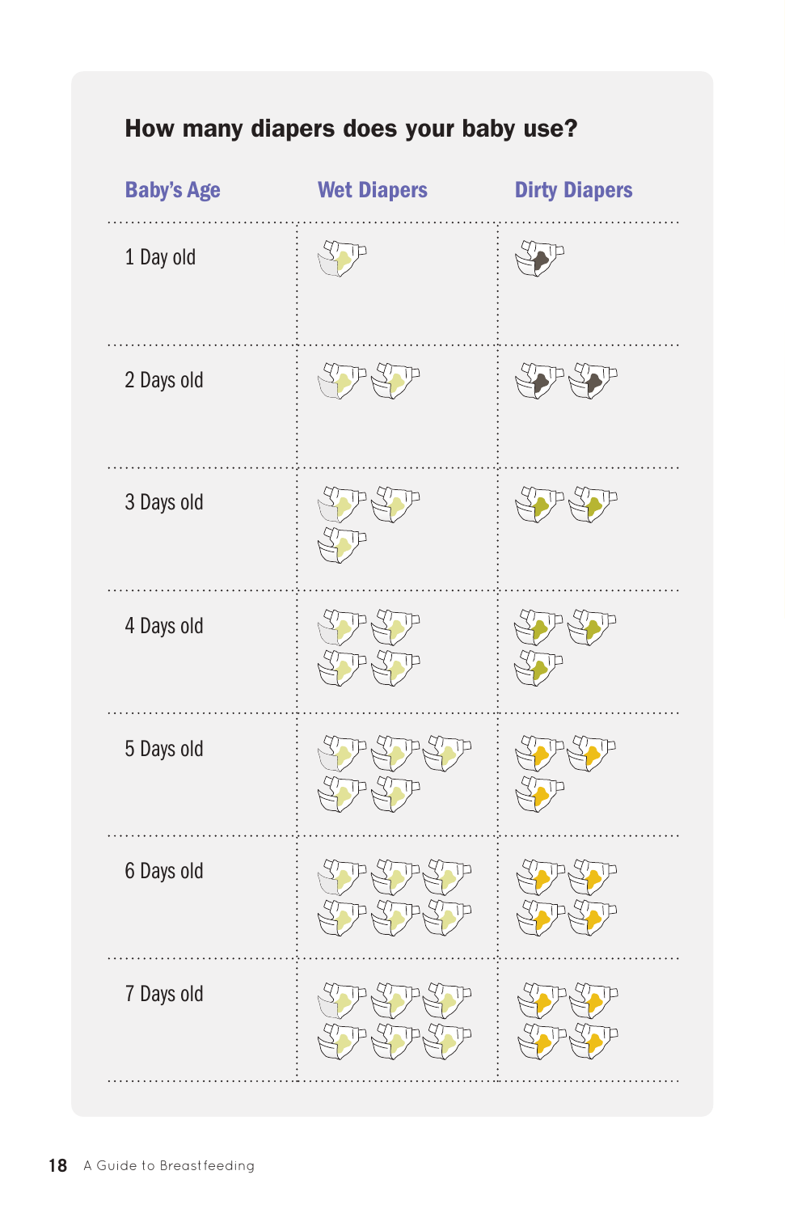## How many diapers does your baby use?

| Baby's Age | Wet Diapers | Dirty Diapers |
|---|---|---|
| 1 Day old | 1 | 1 |
| 2 Days old | 2 | 2 |
| 3 Days old | 3 | 2 |
| 4 Days old | 4 | 3 |
| 5 Days old | 5 | 3 |
| 6 Days old | 6 | 4 |
| 7 Days old | 6 | 4 |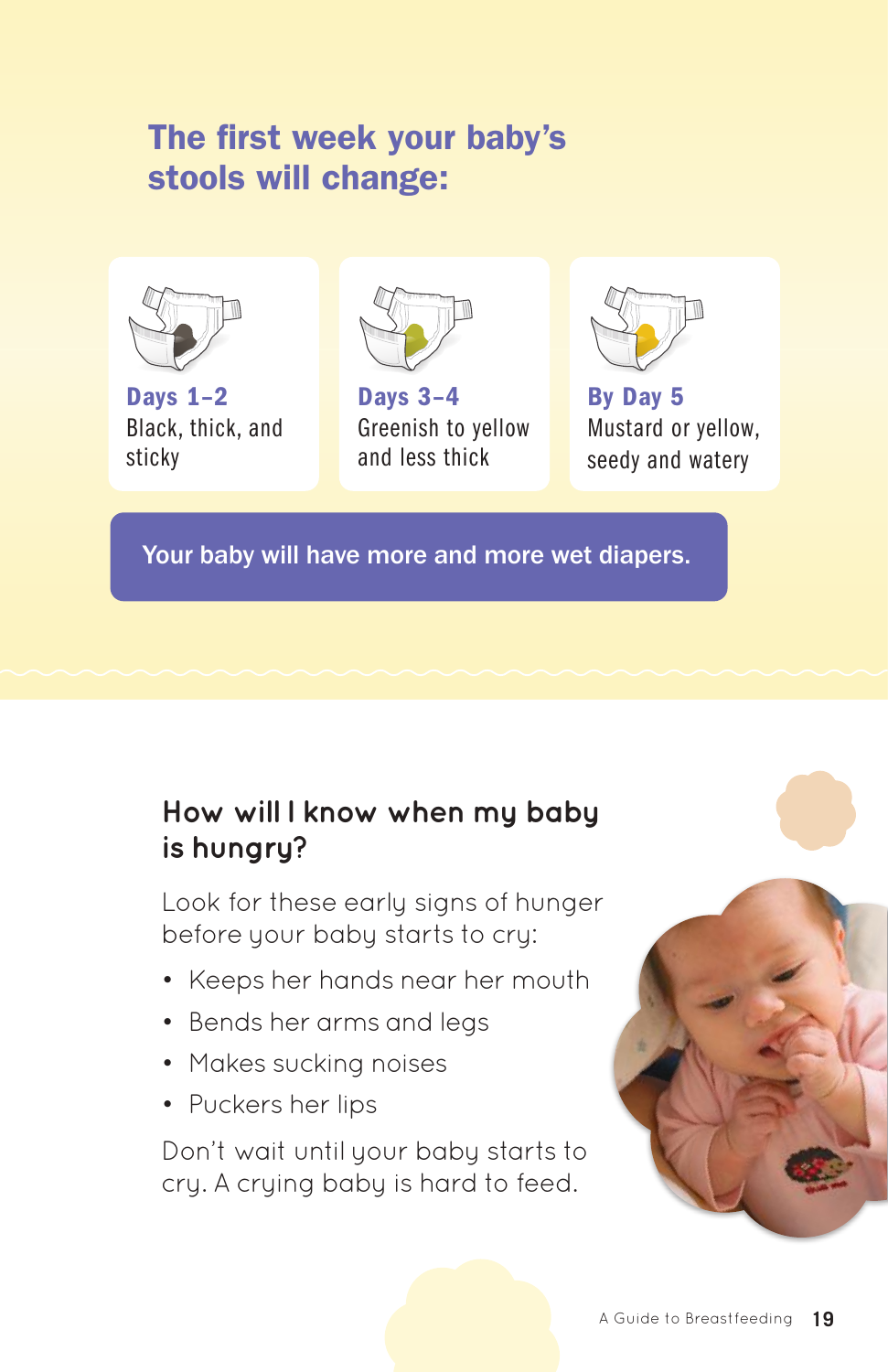## The first week your baby's stools will change:

**Days 1–2**
Black, thick, and sticky

**Days 3–4**
Greenish to yellow and less thick

**By Day 5**
Mustard or yellow, seedy and watery

**Your baby will have more and more wet diapers.**

### How will I know when my baby is hungry?

Look for these early signs of hunger before your baby starts to cry:

- Keeps her hands near her mouth
- Bends her arms and legs
- Makes sucking noises
- Puckers her lips

Don't wait until your baby starts to cry. A crying baby is hard to feed.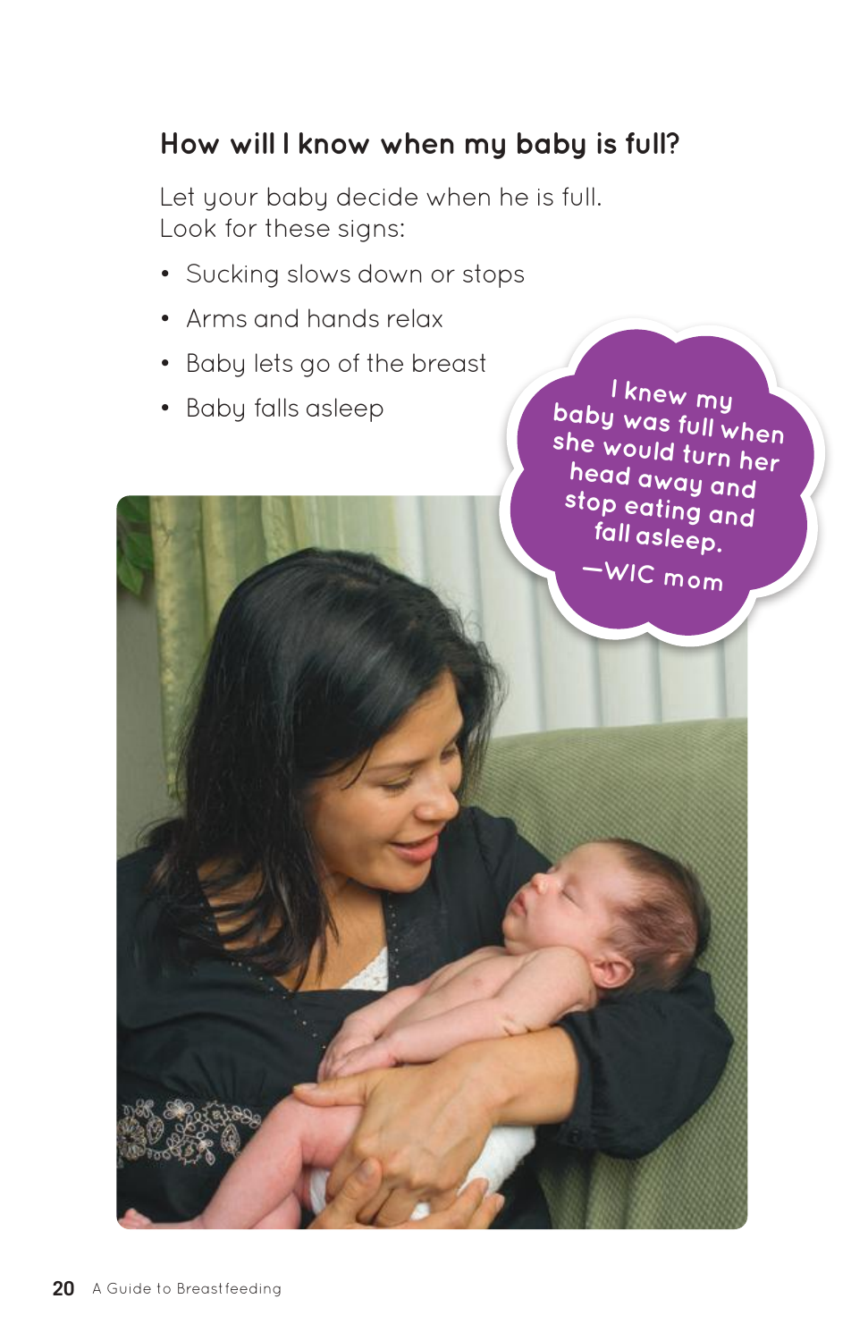## How will I know when my baby is full?

Let your baby decide when he is full.
Look for these signs:

- Sucking slows down or stops
- Arms and hands relax
- Baby lets go of the breast
- Baby falls asleep

I knew my baby was full when she would turn her head away and stop eating and fall asleep.

—WIC mom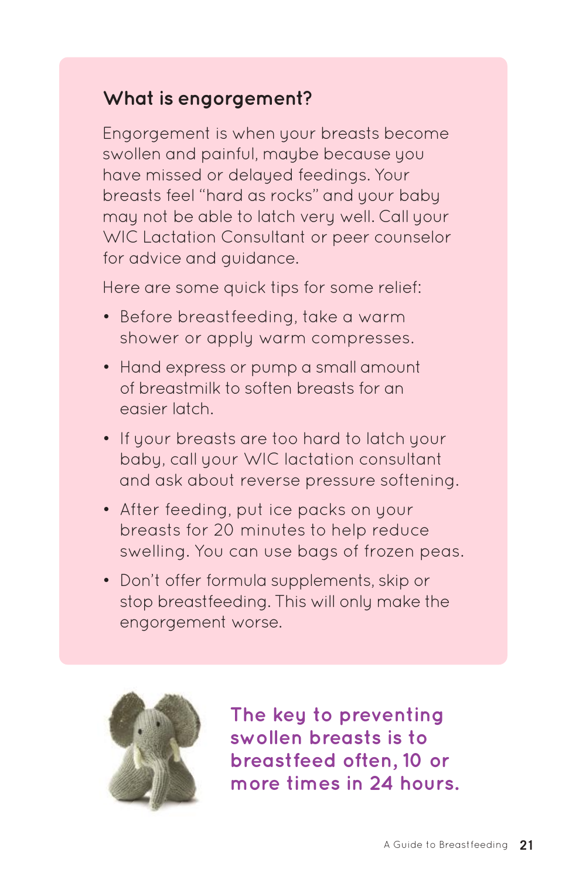## What is engorgement?

Engorgement is when your breasts become swollen and painful, maybe because you have missed or delayed feedings. Your breasts feel "hard as rocks" and your baby may not be able to latch very well. Call your WIC Lactation Consultant or peer counselor for advice and guidance.

Here are some quick tips for some relief:

- Before breastfeeding, take a warm shower or apply warm compresses.
- Hand express or pump a small amount of breastmilk to soften breasts for an easier latch.
- If your breasts are too hard to latch your baby, call your WIC lactation consultant and ask about reverse pressure softening.
- After feeding, put ice packs on your breasts for 20 minutes to help reduce swelling. You can use bags of frozen peas.
- Don't offer formula supplements, skip or stop breastfeeding. This will only make the engorgement worse.

**The key to preventing swollen breasts is to breastfeed often, 10 or more times in 24 hours.**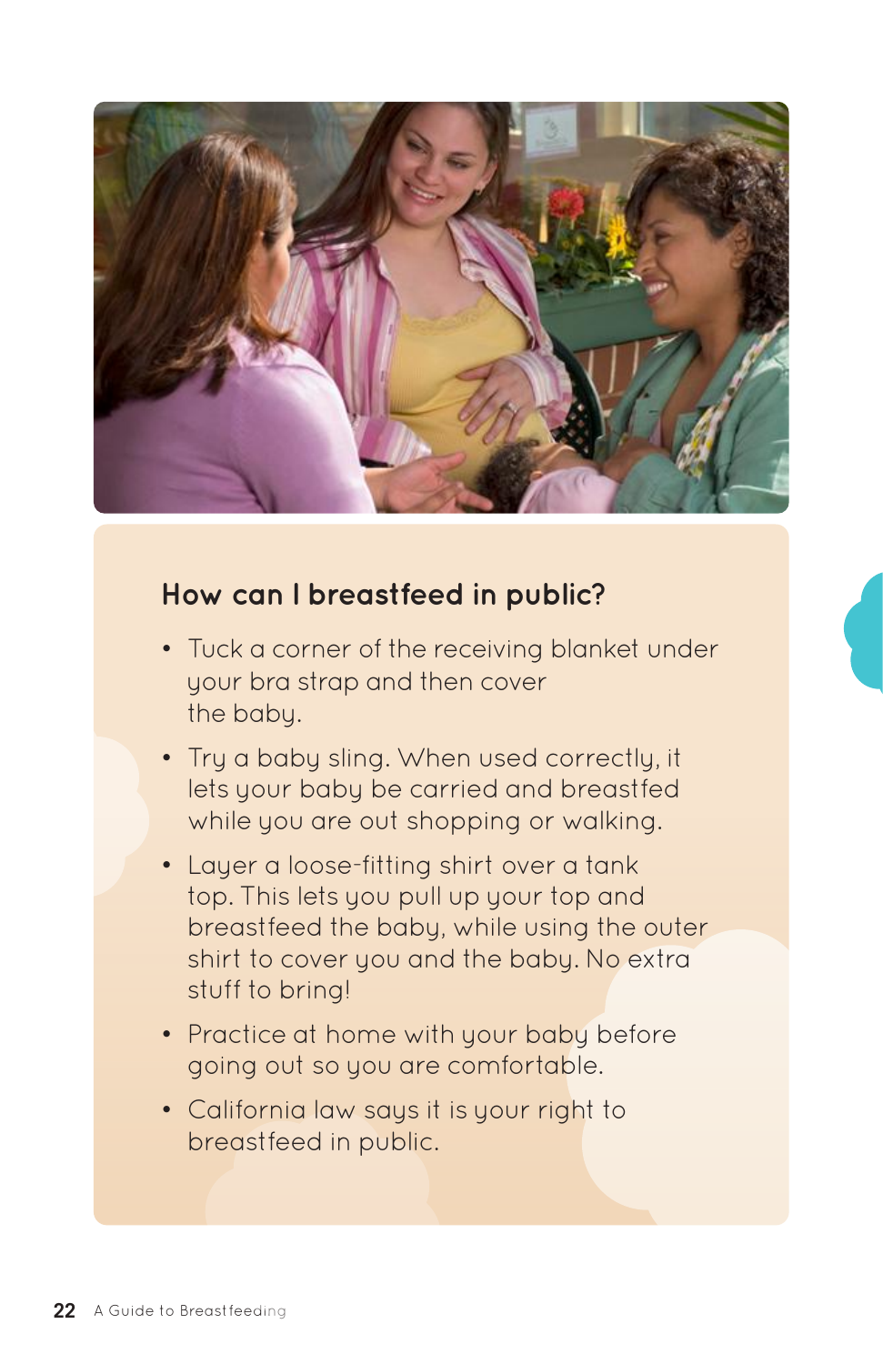## How can I breastfeed in public?

- Tuck a corner of the receiving blanket under your bra strap and then cover the baby.
- Try a baby sling. When used correctly, it lets your baby be carried and breastfed while you are out shopping or walking.
- Layer a loose-fitting shirt over a tank top. This lets you pull up your top and breastfeed the baby, while using the outer shirt to cover you and the baby. No extra stuff to bring!
- Practice at home with your baby before going out so you are comfortable.
- California law says it is your right to breastfeed in public.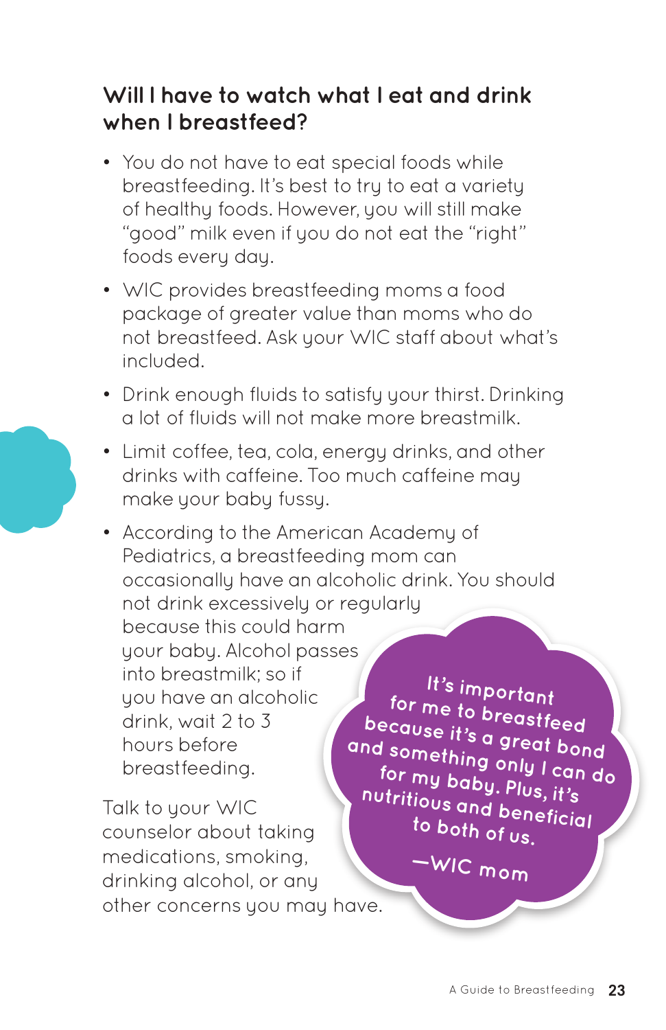## Will I have to watch what I eat and drink when I breastfeed?

- You do not have to eat special foods while breastfeeding. It's best to try to eat a variety of healthy foods. However, you will still make "good" milk even if you do not eat the "right" foods every day.
- WIC provides breastfeeding moms a food package of greater value than moms who do not breastfeed. Ask your WIC staff about what's included.
- Drink enough fluids to satisfy your thirst. Drinking a lot of fluids will not make more breastmilk.
- Limit coffee, tea, cola, energy drinks, and other drinks with caffeine. Too much caffeine may make your baby fussy.
- According to the American Academy of Pediatrics, a breastfeeding mom can occasionally have an alcoholic drink. You should not drink excessively or regularly because this could harm your baby. Alcohol passes into breastmilk; so if you have an alcoholic drink, wait 2 to 3 hours before breastfeeding.

Talk to your WIC counselor about taking medications, smoking, drinking alcohol, or any other concerns you may have.

> It's important for me to breastfeed because it's a great bond and something only I can do for my baby. Plus, it's nutritious and beneficial to both of us.
>
> —WIC mom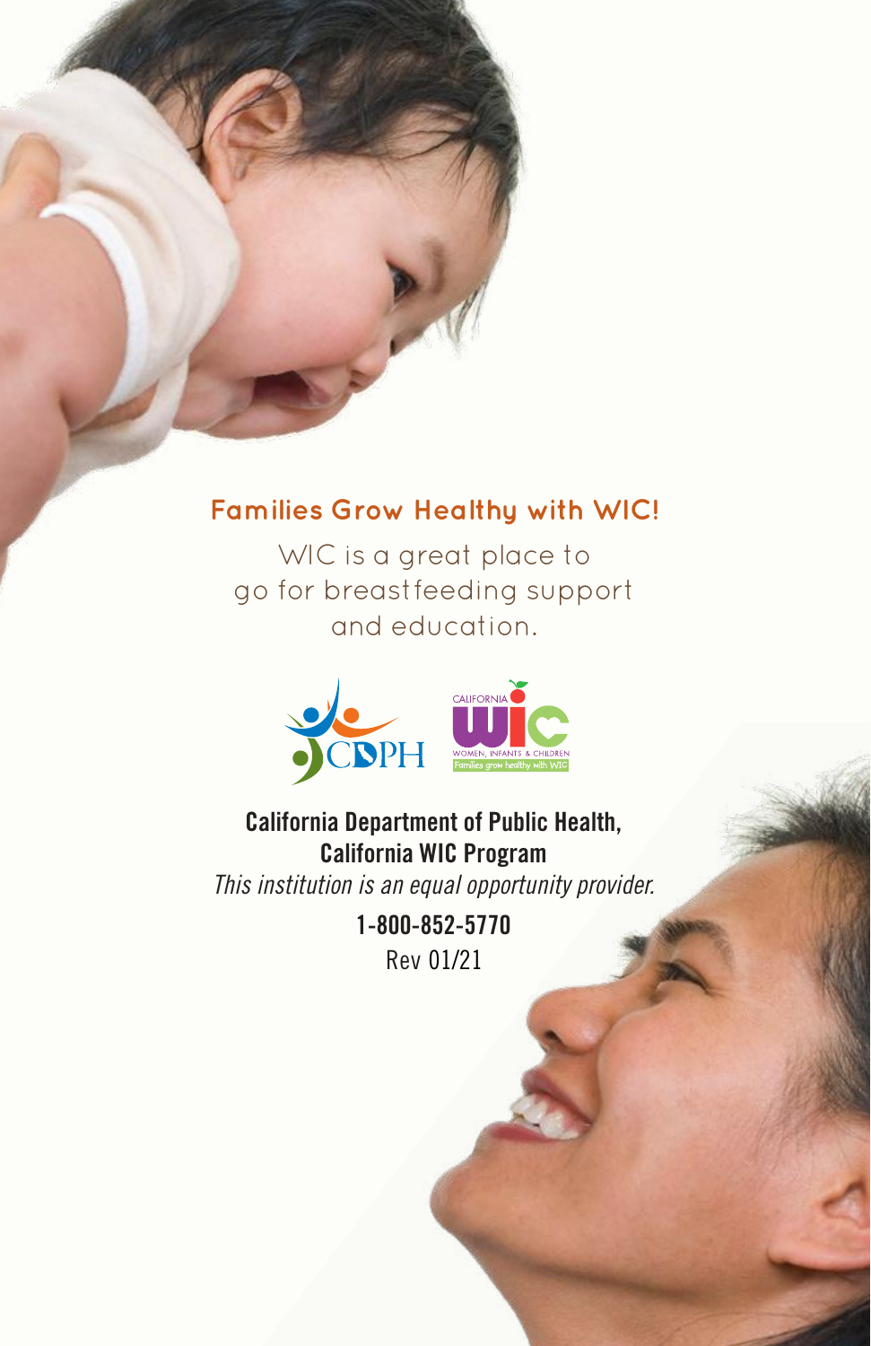**Families Grow Healthy with WIC!**

WIC is a great place to go for breastfeeding support and education.

**California Department of Public Health, California WIC Program**

*This institution is an equal opportunity provider.*

**1-800-852-5770**

Rev 01/21